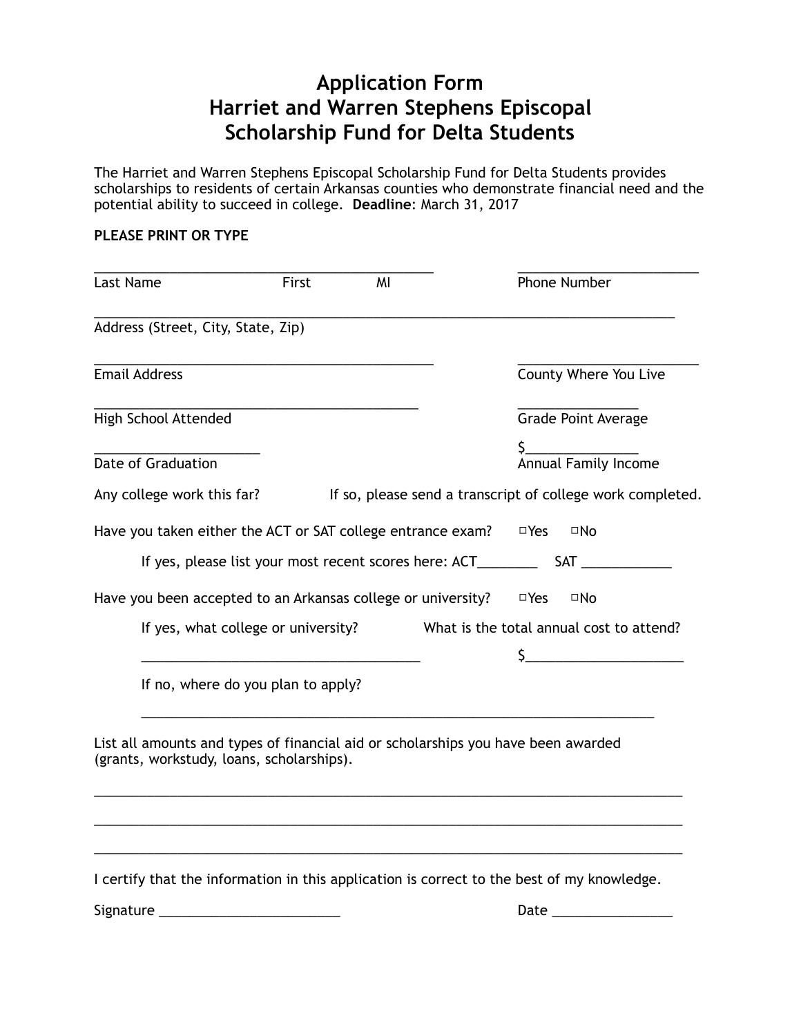# Application Form
# Harriet and Warren Stephens Episcopal Scholarship Fund for Delta Students

The Harriet and Warren Stephens Episcopal Scholarship Fund for Delta Students provides scholarships to residents of certain Arkansas counties who demonstrate financial need and the potential ability to succeed in college. **Deadline**: March 31, 2017

**PLEASE PRINT OR TYPE**

_____________________________________________ _________________________

Last Name First MI Phone Number

_____________________________________________________________________________

Address (Street, City, State, Zip)

_____________________________________________ _________________________

Email Address County Where You Live

___________________________________________ ________________

High School Attended Grade Point Average

______________________ $_______________

Date of Graduation Annual Family Income

Any college work this far? If so, please send a transcript of college work completed.

Have you taken either the ACT or SAT college entrance exam? ☐Yes ☐No

If yes, please list your most recent scores here: ACT________ SAT ____________

Have you been accepted to an Arkansas college or university? ☐Yes ☐No

If yes, what college or university? What is the total annual cost to attend?

_____________________________________ $_____________________

If no, where do you plan to apply?

____________________________________________________________________

List all amounts and types of financial aid or scholarships you have been awarded (grants, workstudy, loans, scholarships).

______________________________________________________________________________

______________________________________________________________________________

______________________________________________________________________________

I certify that the information in this application is correct to the best of my knowledge.

Signature ________________________ Date ________________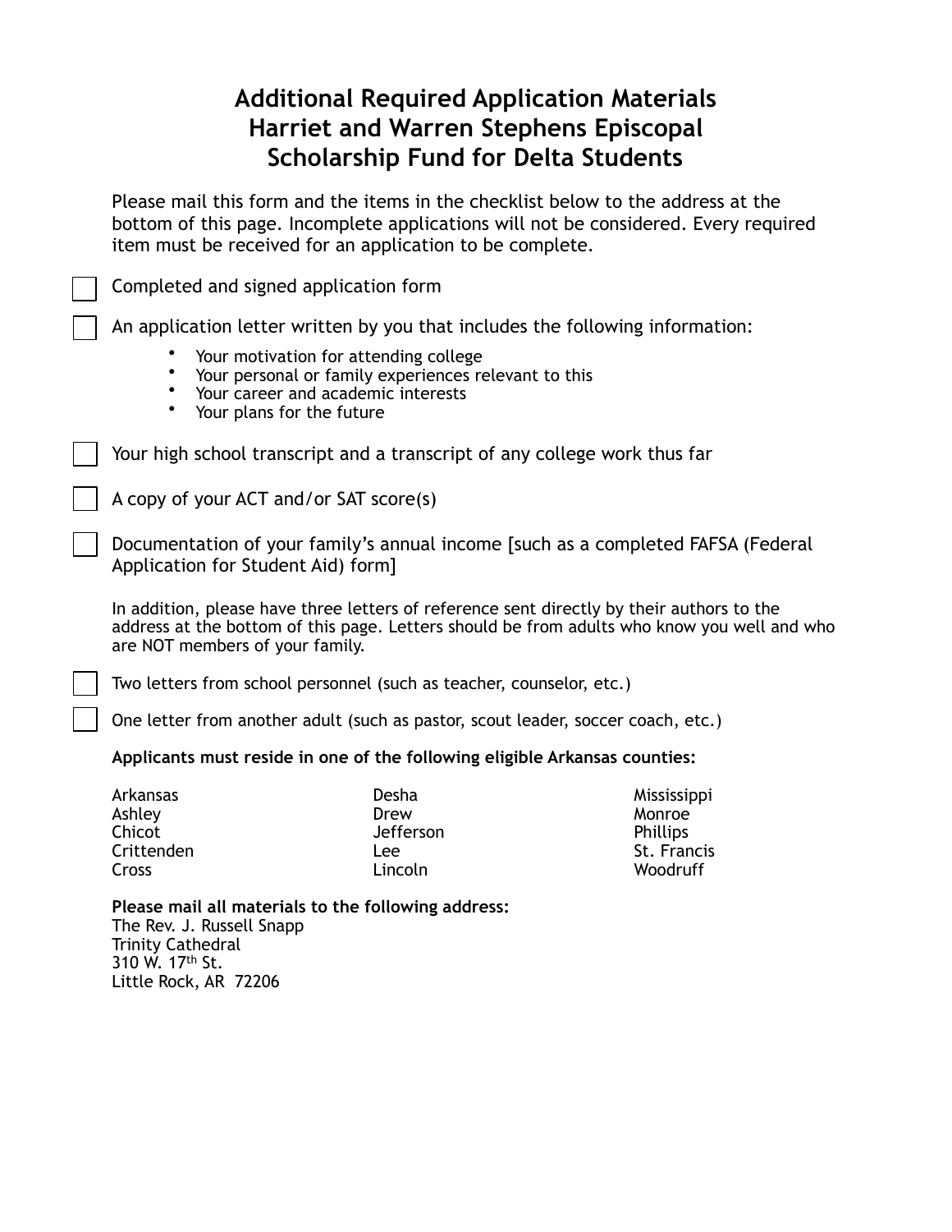# Additional Required Application Materials
# Harriet and Warren Stephens Episcopal Scholarship Fund for Delta Students

Please mail this form and the items in the checklist below to the address at the bottom of this page. Incomplete applications will not be considered. Every required item must be received for an application to be complete.

- [ ] Completed and signed application form
- [ ] An application letter written by you that includes the following information:
  - Your motivation for attending college
  - Your personal or family experiences relevant to this
  - Your career and academic interests
  - Your plans for the future
- [ ] Your high school transcript and a transcript of any college work thus far
- [ ] A copy of your ACT and/or SAT score(s)
- [ ] Documentation of your family's annual income [such as a completed FAFSA (Federal Application for Student Aid) form]

In addition, please have three letters of reference sent directly by their authors to the address at the bottom of this page. Letters should be from adults who know you well and who are NOT members of your family.

- [ ] Two letters from school personnel (such as teacher, counselor, etc.)
- [ ] One letter from another adult (such as pastor, scout leader, soccer coach, etc.)

**Applicants must reside in one of the following eligible Arkansas counties:**

| | | |
|---|---|---|
| Arkansas | Desha | Mississippi |
| Ashley | Drew | Monroe |
| Chicot | Jefferson | Phillips |
| Crittenden | Lee | St. Francis |
| Cross | Lincoln | Woodruff |

**Please mail all materials to the following address:**
The Rev. J. Russell Snapp
Trinity Cathedral
310 W. 17th St.
Little Rock, AR 72206